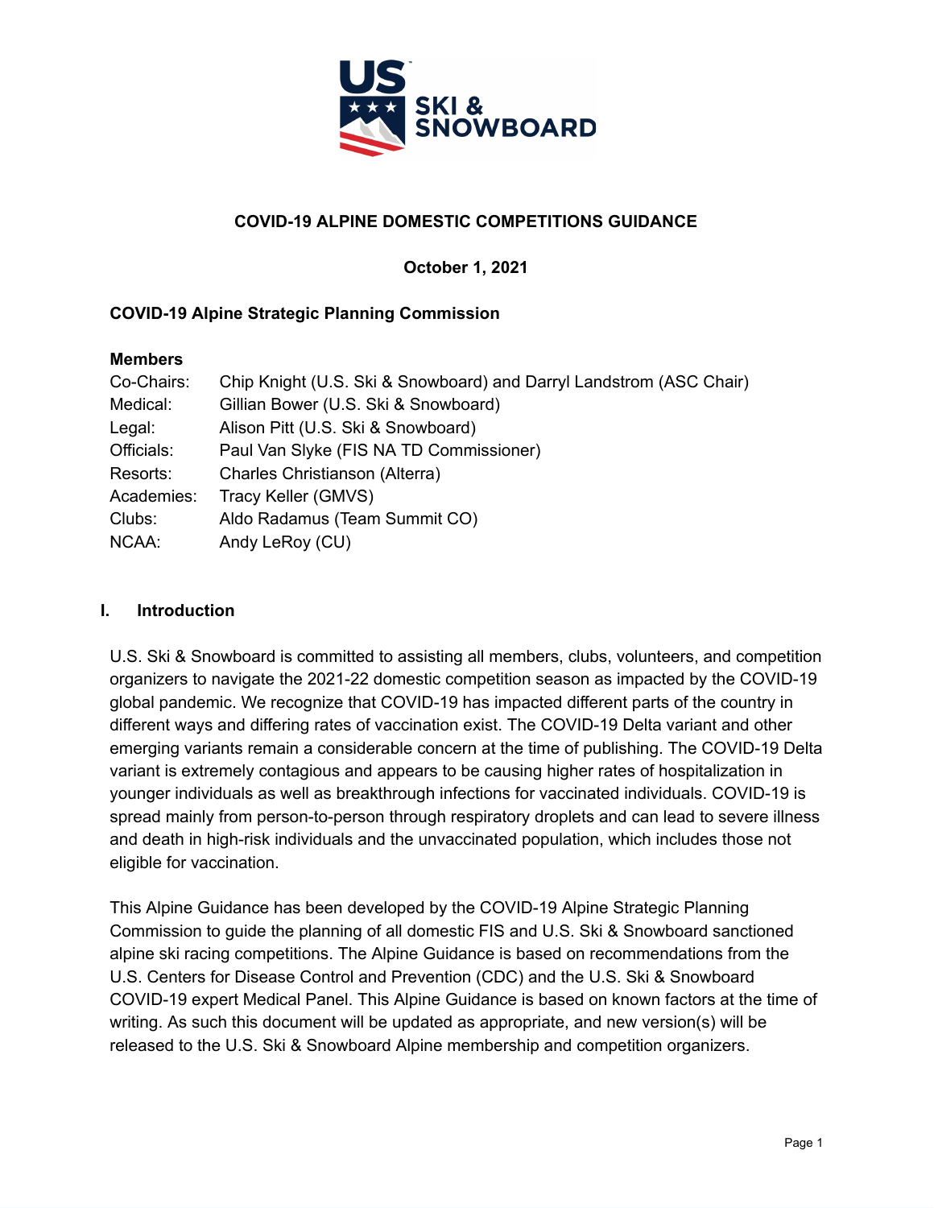# COVID-19 ALPINE DOMESTIC COMPETITIONS GUIDANCE

**October 1, 2021**

**COVID-19 Alpine Strategic Planning Commission**

**Members**

| | |
|---|---|
| Co-Chairs: | Chip Knight (U.S. Ski & Snowboard) and Darryl Landstrom (ASC Chair) |
| Medical: | Gillian Bower (U.S. Ski & Snowboard) |
| Legal: | Alison Pitt (U.S. Ski & Snowboard) |
| Officials: | Paul Van Slyke (FIS NA TD Commissioner) |
| Resorts: | Charles Christianson (Alterra) |
| Academies: | Tracy Keller (GMVS) |
| Clubs: | Aldo Radamus (Team Summit CO) |
| NCAA: | Andy LeRoy (CU) |

## I. Introduction

U.S. Ski & Snowboard is committed to assisting all members, clubs, volunteers, and competition organizers to navigate the 2021-22 domestic competition season as impacted by the COVID-19 global pandemic. We recognize that COVID-19 has impacted different parts of the country in different ways and differing rates of vaccination exist. The COVID-19 Delta variant and other emerging variants remain a considerable concern at the time of publishing. The COVID-19 Delta variant is extremely contagious and appears to be causing higher rates of hospitalization in younger individuals as well as breakthrough infections for vaccinated individuals. COVID-19 is spread mainly from person-to-person through respiratory droplets and can lead to severe illness and death in high-risk individuals and the unvaccinated population, which includes those not eligible for vaccination.

This Alpine Guidance has been developed by the COVID-19 Alpine Strategic Planning Commission to guide the planning of all domestic FIS and U.S. Ski & Snowboard sanctioned alpine ski racing competitions. The Alpine Guidance is based on recommendations from the U.S. Centers for Disease Control and Prevention (CDC) and the U.S. Ski & Snowboard COVID-19 expert Medical Panel. This Alpine Guidance is based on known factors at the time of writing. As such this document will be updated as appropriate, and new version(s) will be released to the U.S. Ski & Snowboard Alpine membership and competition organizers.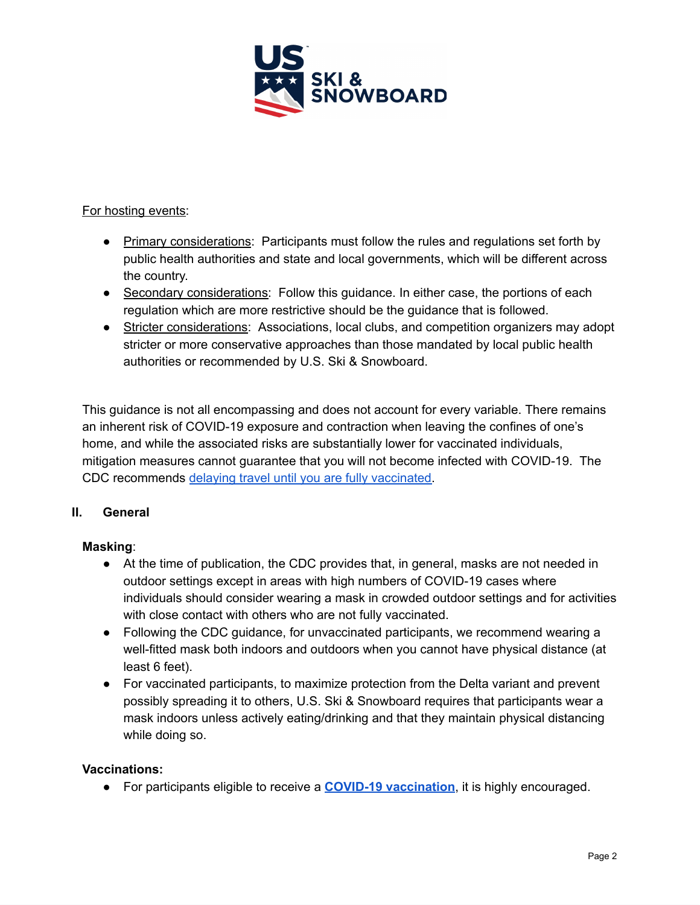For hosting events:

- Primary considerations: Participants must follow the rules and regulations set forth by public health authorities and state and local governments, which will be different across the country.
- Secondary considerations: Follow this guidance. In either case, the portions of each regulation which are more restrictive should be the guidance that is followed.
- Stricter considerations: Associations, local clubs, and competition organizers may adopt stricter or more conservative approaches than those mandated by local public health authorities or recommended by U.S. Ski & Snowboard.

This guidance is not all encompassing and does not account for every variable. There remains an inherent risk of COVID-19 exposure and contraction when leaving the confines of one's home, and while the associated risks are substantially lower for vaccinated individuals, mitigation measures cannot guarantee that you will not become infected with COVID-19. The CDC recommends delaying travel until you are fully vaccinated.

## II. General

**Masking**:

- At the time of publication, the CDC provides that, in general, masks are not needed in outdoor settings except in areas with high numbers of COVID-19 cases where individuals should consider wearing a mask in crowded outdoor settings and for activities with close contact with others who are not fully vaccinated.
- Following the CDC guidance, for unvaccinated participants, we recommend wearing a well-fitted mask both indoors and outdoors when you cannot have physical distance (at least 6 feet).
- For vaccinated participants, to maximize protection from the Delta variant and prevent possibly spreading it to others, U.S. Ski & Snowboard requires that participants wear a mask indoors unless actively eating/drinking and that they maintain physical distancing while doing so.

**Vaccinations:**

- For participants eligible to receive a **COVID-19 vaccination**, it is highly encouraged.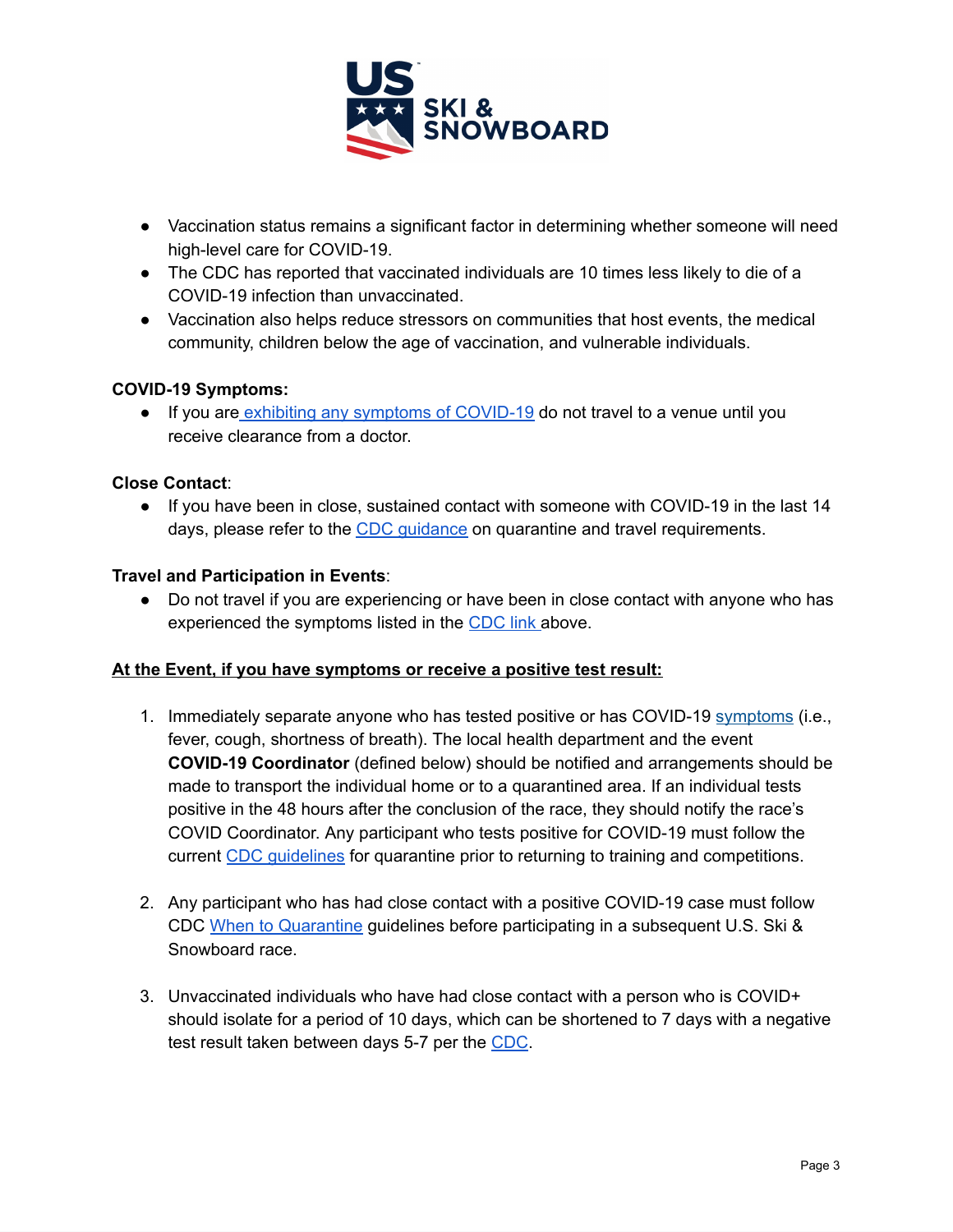- Vaccination status remains a significant factor in determining whether someone will need high-level care for COVID-19.
- The CDC has reported that vaccinated individuals are 10 times less likely to die of a COVID-19 infection than unvaccinated.
- Vaccination also helps reduce stressors on communities that host events, the medical community, children below the age of vaccination, and vulnerable individuals.

**COVID-19 Symptoms:**

- If you are exhibiting any symptoms of COVID-19 do not travel to a venue until you receive clearance from a doctor.

**Close Contact**:

- If you have been in close, sustained contact with someone with COVID-19 in the last 14 days, please refer to the CDC guidance on quarantine and travel requirements.

**Travel and Participation in Events**:

- Do not travel if you are experiencing or have been in close contact with anyone who has experienced the symptoms listed in the CDC link above.

**At the Event, if you have symptoms or receive a positive test result:**

1. Immediately separate anyone who has tested positive or has COVID-19 symptoms (i.e., fever, cough, shortness of breath). The local health department and the event **COVID-19 Coordinator** (defined below) should be notified and arrangements should be made to transport the individual home or to a quarantined area. If an individual tests positive in the 48 hours after the conclusion of the race, they should notify the race's COVID Coordinator. Any participant who tests positive for COVID-19 must follow the current CDC guidelines for quarantine prior to returning to training and competitions.

2. Any participant who has had close contact with a positive COVID-19 case must follow CDC When to Quarantine guidelines before participating in a subsequent U.S. Ski & Snowboard race.

3. Unvaccinated individuals who have had close contact with a person who is COVID+ should isolate for a period of 10 days, which can be shortened to 7 days with a negative test result taken between days 5-7 per the CDC.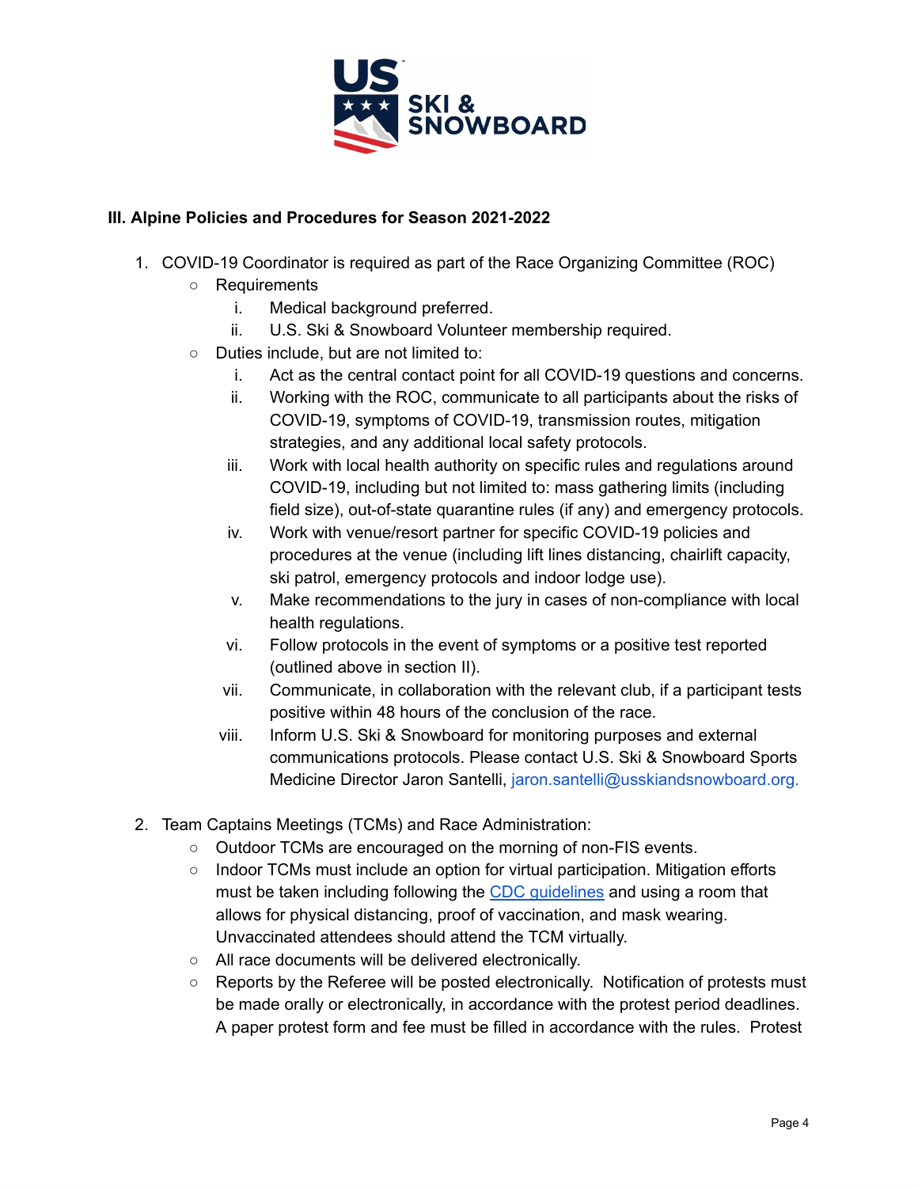### III. Alpine Policies and Procedures for Season 2021-2022

1. COVID-19 Coordinator is required as part of the Race Organizing Committee (ROC)
    - Requirements
        1. Medical background preferred.
        2. U.S. Ski & Snowboard Volunteer membership required.
    - Duties include, but are not limited to:
        1. Act as the central contact point for all COVID-19 questions and concerns.
        2. Working with the ROC, communicate to all participants about the risks of COVID-19, symptoms of COVID-19, transmission routes, mitigation strategies, and any additional local safety protocols.
        3. Work with local health authority on specific rules and regulations around COVID-19, including but not limited to: mass gathering limits (including field size), out-of-state quarantine rules (if any) and emergency protocols.
        4. Work with venue/resort partner for specific COVID-19 policies and procedures at the venue (including lift lines distancing, chairlift capacity, ski patrol, emergency protocols and indoor lodge use).
        5. Make recommendations to the jury in cases of non-compliance with local health regulations.
        6. Follow protocols in the event of symptoms or a positive test reported (outlined above in section II).
        7. Communicate, in collaboration with the relevant club, if a participant tests positive within 48 hours of the conclusion of the race.
        8. Inform U.S. Ski & Snowboard for monitoring purposes and external communications protocols. Please contact U.S. Ski & Snowboard Sports Medicine Director Jaron Santelli, jaron.santelli@usskiandsnowboard.org.

2. Team Captains Meetings (TCMs) and Race Administration:
    - Outdoor TCMs are encouraged on the morning of non-FIS events.
    - Indoor TCMs must include an option for virtual participation. Mitigation efforts must be taken including following the CDC guidelines and using a room that allows for physical distancing, proof of vaccination, and mask wearing. Unvaccinated attendees should attend the TCM virtually.
    - All race documents will be delivered electronically.
    - Reports by the Referee will be posted electronically. Notification of protests must be made orally or electronically, in accordance with the protest period deadlines. A paper protest form and fee must be filled in accordance with the rules. Protest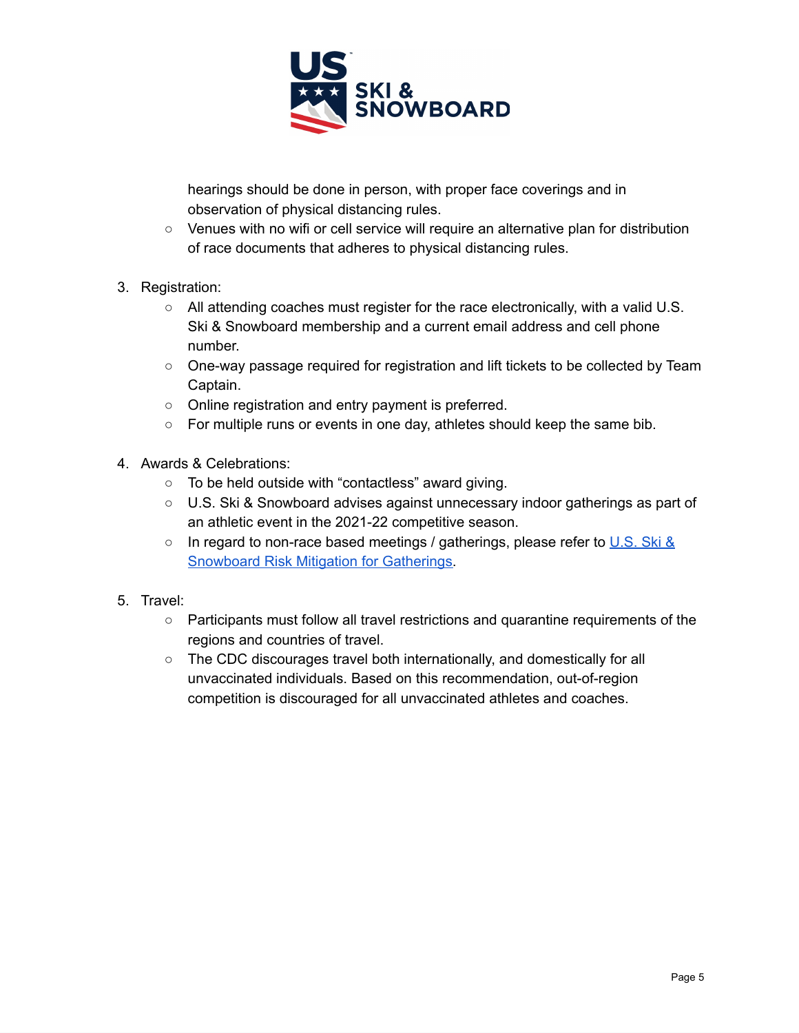hearings should be done in person, with proper face coverings and in observation of physical distancing rules.
  - Venues with no wifi or cell service will require an alternative plan for distribution of race documents that adheres to physical distancing rules.

3. Registration:
   - All attending coaches must register for the race electronically, with a valid U.S. Ski & Snowboard membership and a current email address and cell phone number.
   - One-way passage required for registration and lift tickets to be collected by Team Captain.
   - Online registration and entry payment is preferred.
   - For multiple runs or events in one day, athletes should keep the same bib.

4. Awards & Celebrations:
   - To be held outside with "contactless" award giving.
   - U.S. Ski & Snowboard advises against unnecessary indoor gatherings as part of an athletic event in the 2021-22 competitive season.
   - In regard to non-race based meetings / gatherings, please refer to U.S. Ski & Snowboard Risk Mitigation for Gatherings.

5. Travel:
   - Participants must follow all travel restrictions and quarantine requirements of the regions and countries of travel.
   - The CDC discourages travel both internationally, and domestically for all unvaccinated individuals. Based on this recommendation, out-of-region competition is discouraged for all unvaccinated athletes and coaches.